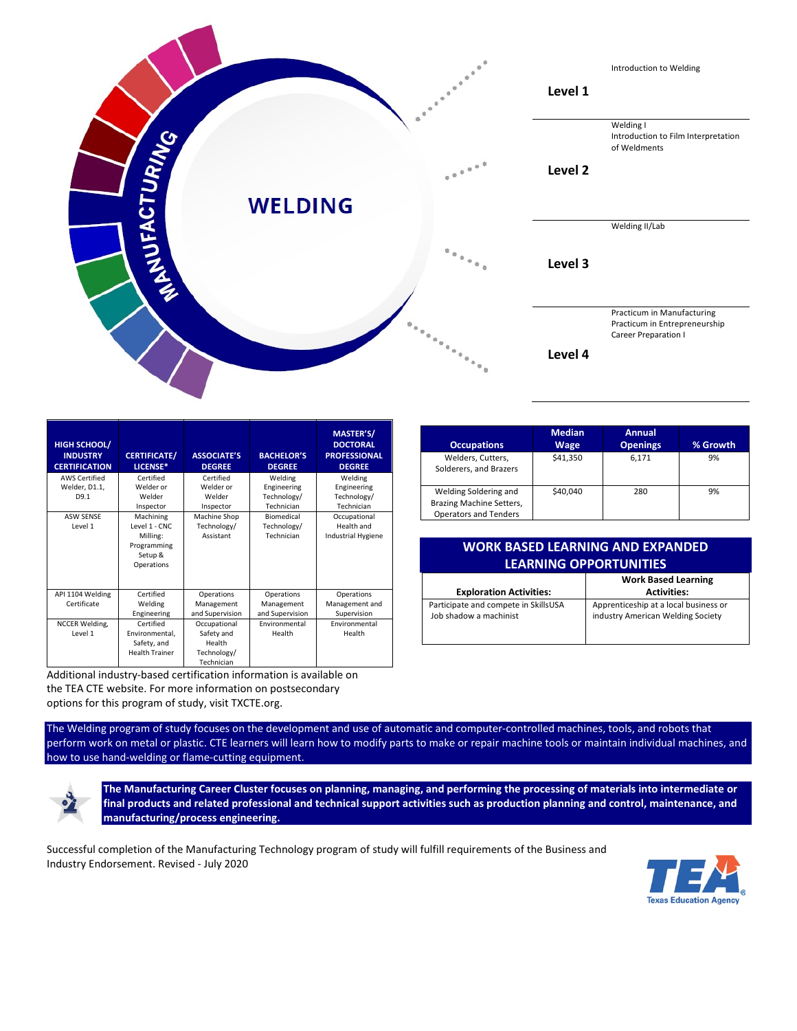# WELDING

MANUFACTURING

**Level 1**

Introduction to Welding

**Level 2**

Welding I
Introduction to Film Interpretation of Weldments

**Level 3**

Welding II/Lab

**Level 4**

Practicum in Manufacturing
Practicum in Entrepreneurship
Career Preparation I

| HIGH SCHOOL/ INDUSTRY CERTIFICATION | CERTIFICATE/ LICENSE* | ASSOCIATE'S DEGREE | BACHELOR'S DEGREE | MASTER'S/ DOCTORAL PROFESSIONAL DEGREE |
|---|---|---|---|---|
| AWS Certified Welder, D1.1, D9.1 | Certified Welder or Welder Inspector | Certified Welder or Welder Inspector | Welding Engineering Technology/ Technician | Welding Engineering Technology/ Technician |
| ASW SENSE Level 1 | Machining Level 1 - CNC Milling: Programming Setup & Operations | Machine Shop Technology/ Assistant | Biomedical Technology/ Technician | Occupational Health and Industrial Hygiene |
| API 1104 Welding Certificate | Certified Welding Engineering | Operations Management and Supervision | Operations Management and Supervision | Operations Management and Supervision |
| NCCER Welding, Level 1 | Certified Environmental, Safety, and Health Trainer | Occupational Safety and Health Technology/ Technician | Environmental Health | Environmental Health |

Additional industry-based certification information is available on the TEA CTE website. For more information on postsecondary options for this program of study, visit TXCTE.org.

| Occupations | Median Wage | Annual Openings | % Growth |
|---|---|---|---|
| Welders, Cutters, Solderers, and Brazers | $41,350 | 6,171 | 9% |
| Welding Soldering and Brazing Machine Setters, Operators and Tenders | $40,040 | 280 | 9% |

## WORK BASED LEARNING AND EXPANDED LEARNING OPPORTUNITIES

| Exploration Activities: | Work Based Learning Activities: |
|---|---|
| Participate and compete in SkillsUSA<br>Job shadow a machinist | Apprenticeship at a local business or industry American Welding Society |

The Welding program of study focuses on the development and use of automatic and computer-controlled machines, tools, and robots that perform work on metal or plastic. CTE learners will learn how to modify parts to make or repair machine tools or maintain individual machines, and how to use hand-welding or flame-cutting equipment.

**The Manufacturing Career Cluster focuses on planning, managing, and performing the processing of materials into intermediate or final products and related professional and technical support activities such as production planning and control, maintenance, and manufacturing/process engineering.**

Successful completion of the Manufacturing Technology program of study will fulfill requirements of the Business and Industry Endorsement. Revised - July 2020

TEA Texas Education Agency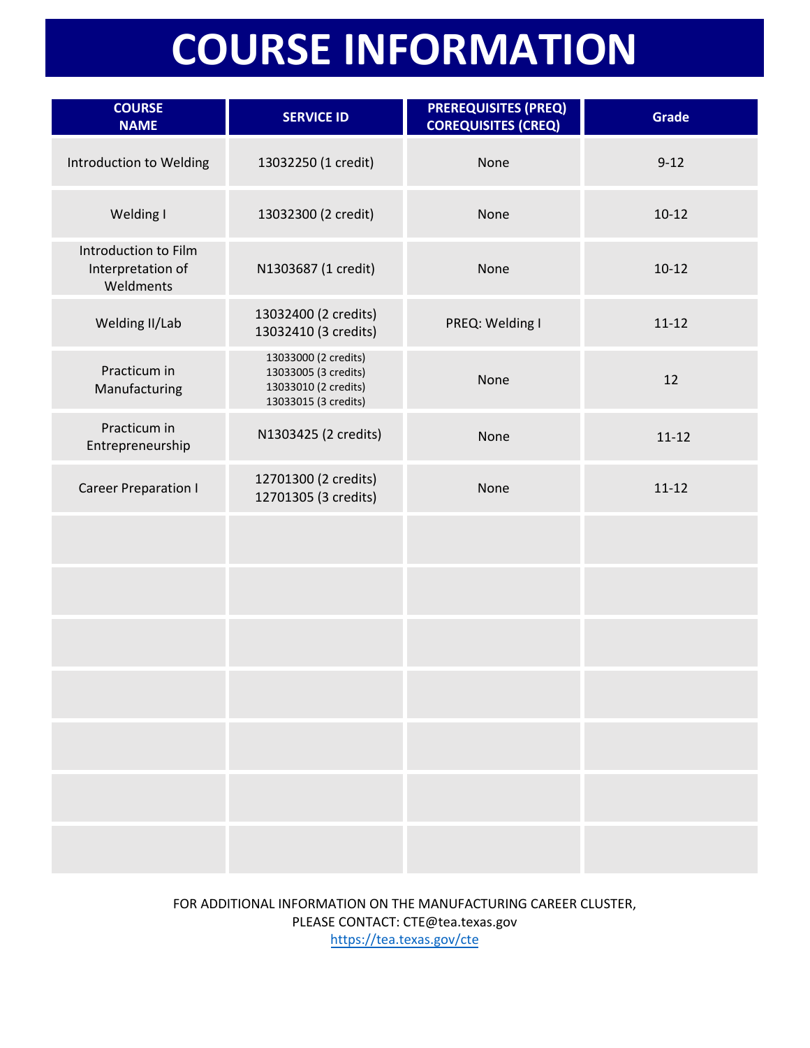# COURSE INFORMATION

| COURSE NAME | SERVICE ID | PREREQUISITES (PREQ) COREQUISITES (CREQ) | Grade |
|---|---|---|---|
| Introduction to Welding | 13032250 (1 credit) | None | 9-12 |
| Welding I | 13032300 (2 credit) | None | 10-12 |
| Introduction to Film Interpretation of Weldments | N1303687 (1 credit) | None | 10-12 |
| Welding II/Lab | 13032400 (2 credits)<br>13032410 (3 credits) | PREQ: Welding I | 11-12 |
| Practicum in Manufacturing | 13033000 (2 credits)<br>13033005 (3 credits)<br>13033010 (2 credits)<br>13033015 (3 credits) | None | 12 |
| Practicum in Entrepreneurship | N1303425 (2 credits) | None | 11-12 |
| Career Preparation I | 12701300 (2 credits)<br>12701305 (3 credits) | None | 11-12 |
| | | | |
| | | | |
| | | | |
| | | | |
| | | | |
| | | | |
| | | | |

FOR ADDITIONAL INFORMATION ON THE MANUFACTURING CAREER CLUSTER,
PLEASE CONTACT: CTE@tea.texas.gov
https://tea.texas.gov/cte